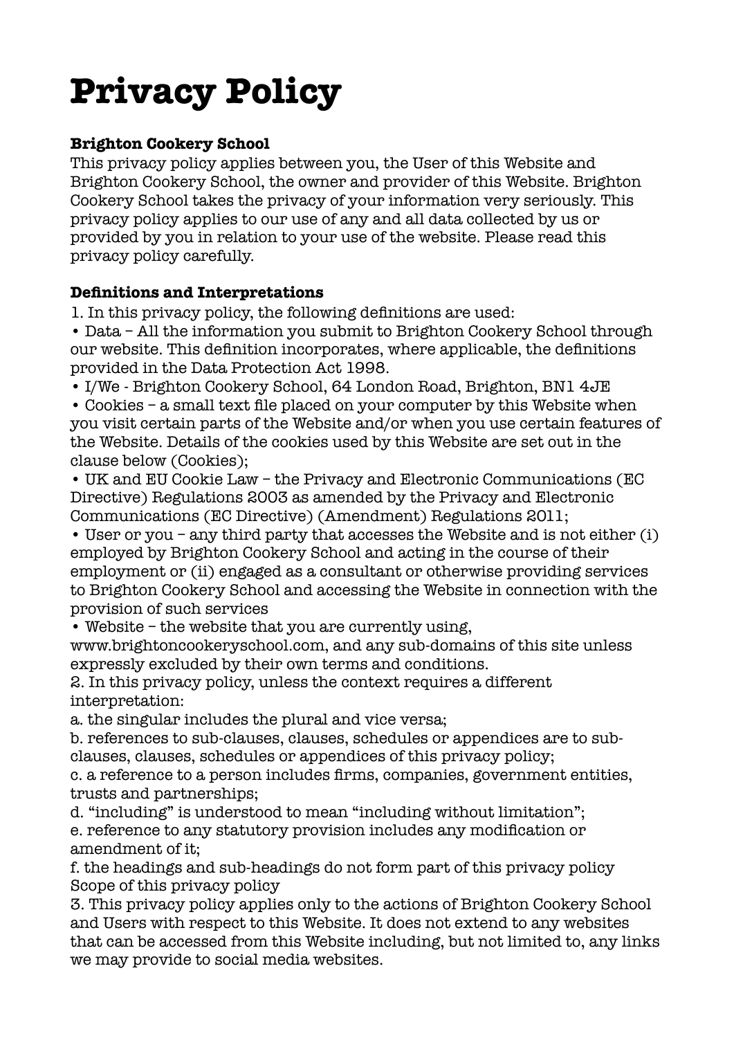# Privacy Policy

**Brighton Cookery School**

This privacy policy applies between you, the User of this Website and Brighton Cookery School, the owner and provider of this Website. Brighton Cookery School takes the privacy of your information very seriously. This privacy policy applies to our use of any and all data collected by us or provided by you in relation to your use of the website. Please read this privacy policy carefully.

**Definitions and Interpretations**

1. In this privacy policy, the following definitions are used:

• Data – All the information you submit to Brighton Cookery School through our website. This definition incorporates, where applicable, the definitions provided in the Data Protection Act 1998.

• I/We - Brighton Cookery School, 64 London Road, Brighton, BN1 4JE

• Cookies – a small text file placed on your computer by this Website when you visit certain parts of the Website and/or when you use certain features of the Website. Details of the cookies used by this Website are set out in the clause below (Cookies);

• UK and EU Cookie Law – the Privacy and Electronic Communications (EC Directive) Regulations 2003 as amended by the Privacy and Electronic Communications (EC Directive) (Amendment) Regulations 2011;

• User or you – any third party that accesses the Website and is not either (i) employed by Brighton Cookery School and acting in the course of their employment or (ii) engaged as a consultant or otherwise providing services to Brighton Cookery School and accessing the Website in connection with the provision of such services

• Website – the website that you are currently using, www.brightoncookeryschool.com, and any sub-domains of this site unless expressly excluded by their own terms and conditions.

2. In this privacy policy, unless the context requires a different interpretation:

a. the singular includes the plural and vice versa;

b. references to sub-clauses, clauses, schedules or appendices are to sub-clauses, clauses, schedules or appendices of this privacy policy;

c. a reference to a person includes firms, companies, government entities, trusts and partnerships;

d. "including" is understood to mean "including without limitation";

e. reference to any statutory provision includes any modification or amendment of it;

f. the headings and sub-headings do not form part of this privacy policy

Scope of this privacy policy

3. This privacy policy applies only to the actions of Brighton Cookery School and Users with respect to this Website. It does not extend to any websites that can be accessed from this Website including, but not limited to, any links we may provide to social media websites.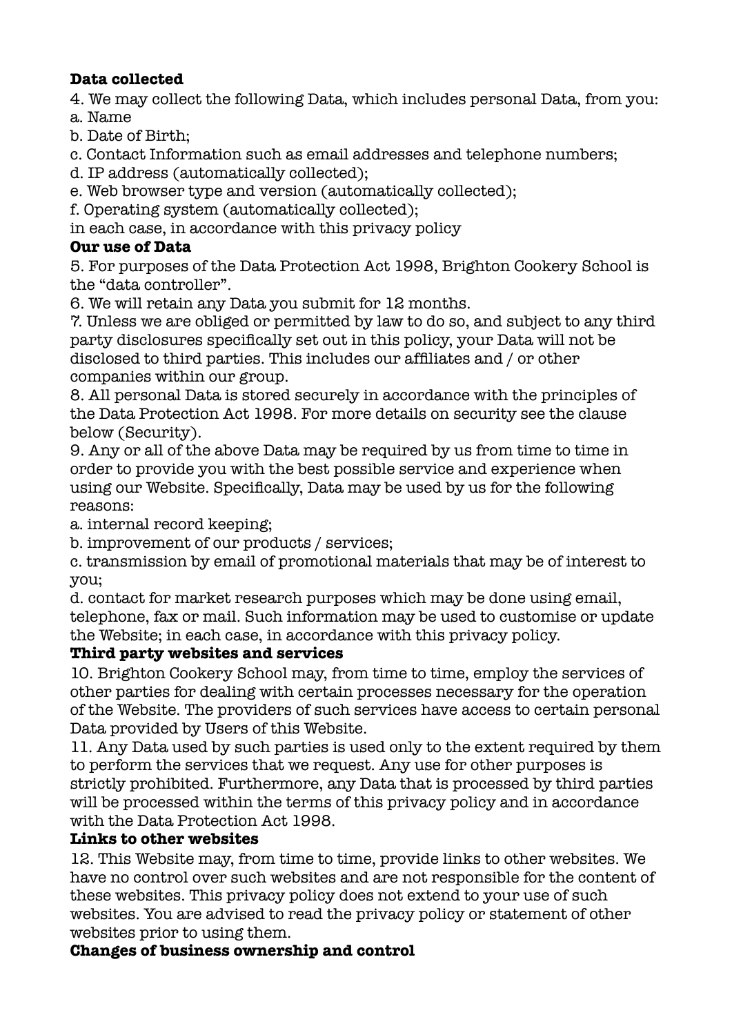**Data collected**

4. We may collect the following Data, which includes personal Data, from you:
a. Name
b. Date of Birth;
c. Contact Information such as email addresses and telephone numbers;
d. IP address (automatically collected);
e. Web browser type and version (automatically collected);
f. Operating system (automatically collected);
in each case, in accordance with this privacy policy

**Our use of Data**

5. For purposes of the Data Protection Act 1998, Brighton Cookery School is the "data controller".
6. We will retain any Data you submit for 12 months.
7. Unless we are obliged or permitted by law to do so, and subject to any third party disclosures specifically set out in this policy, your Data will not be disclosed to third parties. This includes our affiliates and / or other companies within our group.
8. All personal Data is stored securely in accordance with the principles of the Data Protection Act 1998. For more details on security see the clause below (Security).
9. Any or all of the above Data may be required by us from time to time in order to provide you with the best possible service and experience when using our Website. Specifically, Data may be used by us for the following reasons:
a. internal record keeping;
b. improvement of our products / services;
c. transmission by email of promotional materials that may be of interest to you;
d. contact for market research purposes which may be done using email, telephone, fax or mail. Such information may be used to customise or update the Website; in each case, in accordance with this privacy policy.

**Third party websites and services**

10. Brighton Cookery School may, from time to time, employ the services of other parties for dealing with certain processes necessary for the operation of the Website. The providers of such services have access to certain personal Data provided by Users of this Website.
11. Any Data used by such parties is used only to the extent required by them to perform the services that we request. Any use for other purposes is strictly prohibited. Furthermore, any Data that is processed by third parties will be processed within the terms of this privacy policy and in accordance with the Data Protection Act 1998.

**Links to other websites**

12. This Website may, from time to time, provide links to other websites. We have no control over such websites and are not responsible for the content of these websites. This privacy policy does not extend to your use of such websites. You are advised to read the privacy policy or statement of other websites prior to using them.

**Changes of business ownership and control**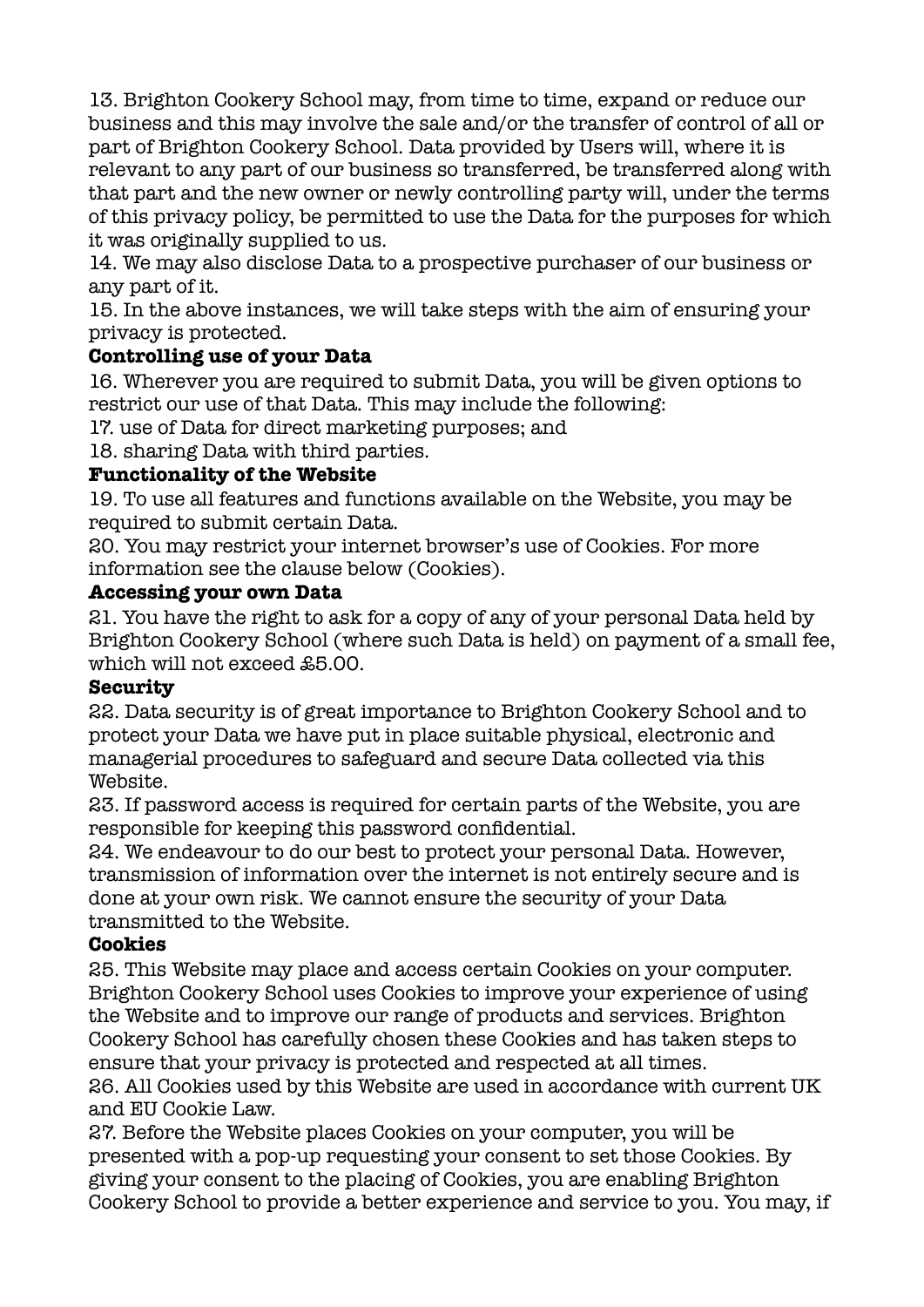13. Brighton Cookery School may, from time to time, expand or reduce our business and this may involve the sale and/or the transfer of control of all or part of Brighton Cookery School. Data provided by Users will, where it is relevant to any part of our business so transferred, be transferred along with that part and the new owner or newly controlling party will, under the terms of this privacy policy, be permitted to use the Data for the purposes for which it was originally supplied to us.

14. We may also disclose Data to a prospective purchaser of our business or any part of it.

15. In the above instances, we will take steps with the aim of ensuring your privacy is protected.

**Controlling use of your Data**

16. Wherever you are required to submit Data, you will be given options to restrict our use of that Data. This may include the following:

17. use of Data for direct marketing purposes; and

18. sharing Data with third parties.

**Functionality of the Website**

19. To use all features and functions available on the Website, you may be required to submit certain Data.

20. You may restrict your internet browser's use of Cookies. For more information see the clause below (Cookies).

**Accessing your own Data**

21. You have the right to ask for a copy of any of your personal Data held by Brighton Cookery School (where such Data is held) on payment of a small fee, which will not exceed £5.00.

**Security**

22. Data security is of great importance to Brighton Cookery School and to protect your Data we have put in place suitable physical, electronic and managerial procedures to safeguard and secure Data collected via this Website.

23. If password access is required for certain parts of the Website, you are responsible for keeping this password confidential.

24. We endeavour to do our best to protect your personal Data. However, transmission of information over the internet is not entirely secure and is done at your own risk. We cannot ensure the security of your Data transmitted to the Website.

**Cookies**

25. This Website may place and access certain Cookies on your computer. Brighton Cookery School uses Cookies to improve your experience of using the Website and to improve our range of products and services. Brighton Cookery School has carefully chosen these Cookies and has taken steps to ensure that your privacy is protected and respected at all times.

26. All Cookies used by this Website are used in accordance with current UK and EU Cookie Law.

27. Before the Website places Cookies on your computer, you will be presented with a pop-up requesting your consent to set those Cookies. By giving your consent to the placing of Cookies, you are enabling Brighton Cookery School to provide a better experience and service to you. You may, if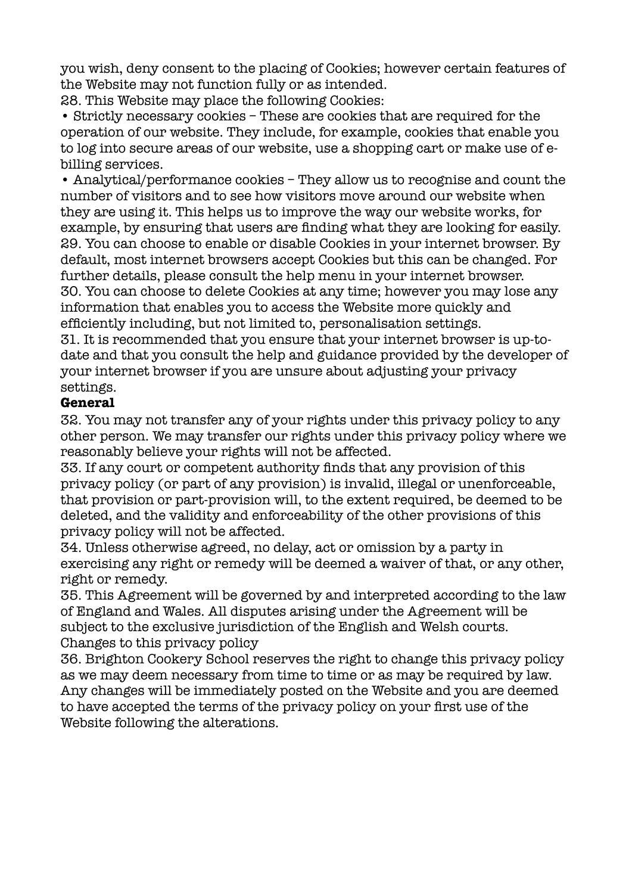you wish, deny consent to the placing of Cookies; however certain features of the Website may not function fully or as intended.

28. This Website may place the following Cookies:

- Strictly necessary cookies – These are cookies that are required for the operation of our website. They include, for example, cookies that enable you to log into secure areas of our website, use a shopping cart or make use of e-billing services.
- Analytical/performance cookies – They allow us to recognise and count the number of visitors and to see how visitors move around our website when they are using it. This helps us to improve the way our website works, for example, by ensuring that users are finding what they are looking for easily.

29. You can choose to enable or disable Cookies in your internet browser. By default, most internet browsers accept Cookies but this can be changed. For further details, please consult the help menu in your internet browser.

30. You can choose to delete Cookies at any time; however you may lose any information that enables you to access the Website more quickly and efficiently including, but not limited to, personalisation settings.

31. It is recommended that you ensure that your internet browser is up-to-date and that you consult the help and guidance provided by the developer of your internet browser if you are unsure about adjusting your privacy settings.

**General**

32. You may not transfer any of your rights under this privacy policy to any other person. We may transfer our rights under this privacy policy where we reasonably believe your rights will not be affected.

33. If any court or competent authority finds that any provision of this privacy policy (or part of any provision) is invalid, illegal or unenforceable, that provision or part-provision will, to the extent required, be deemed to be deleted, and the validity and enforceability of the other provisions of this privacy policy will not be affected.

34. Unless otherwise agreed, no delay, act or omission by a party in exercising any right or remedy will be deemed a waiver of that, or any other, right or remedy.

35. This Agreement will be governed by and interpreted according to the law of England and Wales. All disputes arising under the Agreement will be subject to the exclusive jurisdiction of the English and Welsh courts.

Changes to this privacy policy

36. Brighton Cookery School reserves the right to change this privacy policy as we may deem necessary from time to time or as may be required by law. Any changes will be immediately posted on the Website and you are deemed to have accepted the terms of the privacy policy on your first use of the Website following the alterations.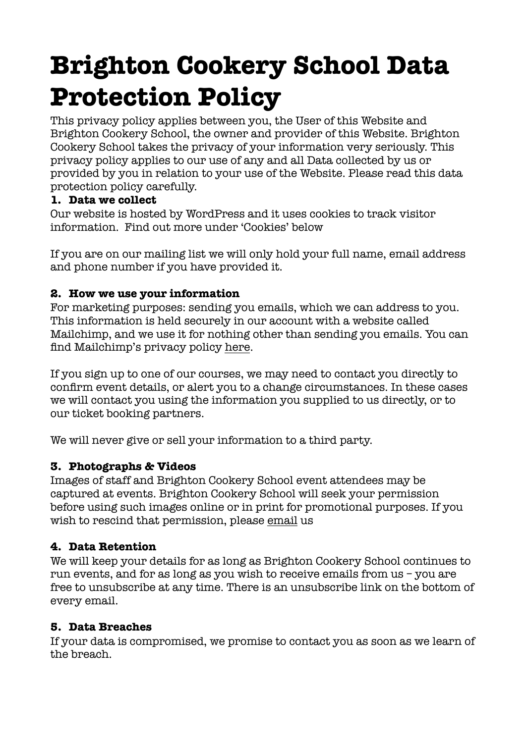# Brighton Cookery School Data Protection Policy

This privacy policy applies between you, the User of this Website and Brighton Cookery School, the owner and provider of this Website. Brighton Cookery School takes the privacy of your information very seriously. This privacy policy applies to our use of any and all Data collected by us or provided by you in relation to your use of the Website. Please read this data protection policy carefully.

### 1. Data we collect

Our website is hosted by WordPress and it uses cookies to track visitor information. Find out more under 'Cookies' below

If you are on our mailing list we will only hold your full name, email address and phone number if you have provided it.

### 2. How we use your information

For marketing purposes: sending you emails, which we can address to you. This information is held securely in our account with a website called Mailchimp, and we use it for nothing other than sending you emails. You can find Mailchimp's privacy policy here.

If you sign up to one of our courses, we may need to contact you directly to confirm event details, or alert you to a change circumstances. In these cases we will contact you using the information you supplied to us directly, or to our ticket booking partners.

We will never give or sell your information to a third party.

### 3. Photographs & Videos

Images of staff and Brighton Cookery School event attendees may be captured at events. Brighton Cookery School will seek your permission before using such images online or in print for promotional purposes. If you wish to rescind that permission, please email us

### 4. Data Retention

We will keep your details for as long as Brighton Cookery School continues to run events, and for as long as you wish to receive emails from us – you are free to unsubscribe at any time. There is an unsubscribe link on the bottom of every email.

### 5. Data Breaches

If your data is compromised, we promise to contact you as soon as we learn of the breach.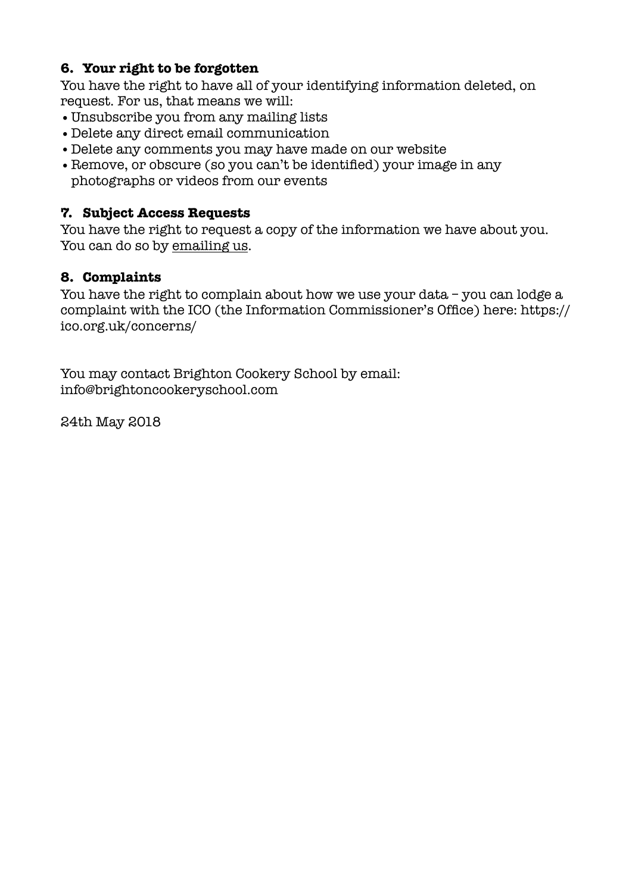### 6. Your right to be forgotten

You have the right to have all of your identifying information deleted, on request. For us, that means we will:

- Unsubscribe you from any mailing lists
- Delete any direct email communication
- Delete any comments you may have made on our website
- Remove, or obscure (so you can't be identified) your image in any photographs or videos from our events

### 7. Subject Access Requests

You have the right to request a copy of the information we have about you. You can do so by emailing us.

### 8. Complaints

You have the right to complain about how we use your data – you can lodge a complaint with the ICO (the Information Commissioner's Office) here: https://ico.org.uk/concerns/

You may contact Brighton Cookery School by email: info@brightoncookeryschool.com

24th May 2018